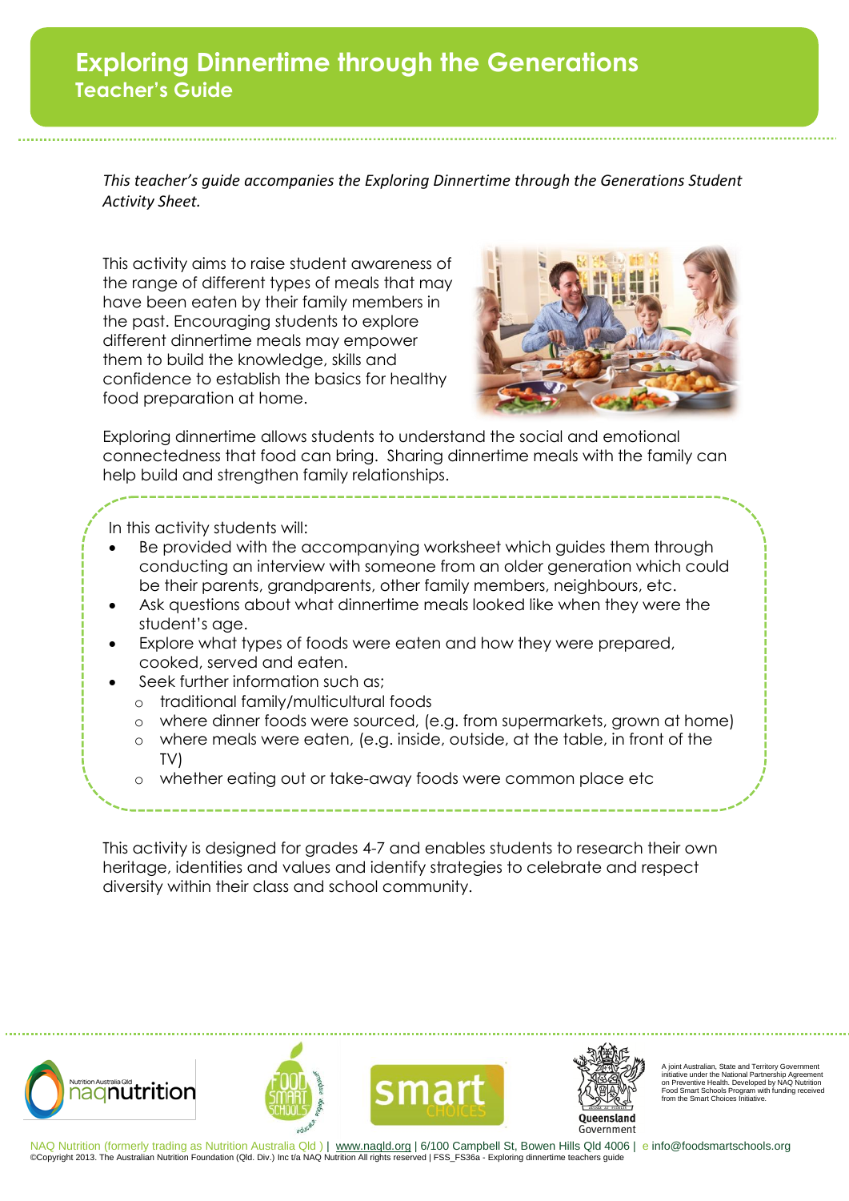# Exploring Dinnertime through the Generations
## Teacher's Guide

*This teacher's guide accompanies the Exploring Dinnertime through the Generations Student Activity Sheet.*

This activity aims to raise student awareness of the range of different types of meals that may have been eaten by their family members in the past. Encouraging students to explore different dinnertime meals may empower them to build the knowledge, skills and confidence to establish the basics for healthy food preparation at home.

Exploring dinnertime allows students to understand the social and emotional connectedness that food can bring. Sharing dinnertime meals with the family can help build and strengthen family relationships.

In this activity students will:

- Be provided with the accompanying worksheet which guides them through conducting an interview with someone from an older generation which could be their parents, grandparents, other family members, neighbours, etc.
- Ask questions about what dinnertime meals looked like when they were the student's age.
- Explore what types of foods were eaten and how they were prepared, cooked, served and eaten.
- Seek further information such as;
  - traditional family/multicultural foods
  - where dinner foods were sourced, (e.g. from supermarkets, grown at home)
  - where meals were eaten, (e.g. inside, outside, at the table, in front of the TV)
  - whether eating out or take-away foods were common place etc

This activity is designed for grades 4-7 and enables students to research their own heritage, identities and values and identify strategies to celebrate and respect diversity within their class and school community.

A joint Australian, State and Territory Government initiative under the National Partnership Agreement on Preventive Health. Developed by NAQ Nutrition Food Smart Schools Program with funding received from the Smart Choices Initiative.

NAQ Nutrition (formerly trading as Nutrition Australia Qld ) | www.naqld.org | 6/100 Campbell St, Bowen Hills Qld 4006 | e info@foodsmartschools.org
©Copyright 2013. The Australian Nutrition Foundation (Qld. Div.) Inc t/a NAQ Nutrition All rights reserved | FSS_FS36a - Exploring dinnertime teachers guide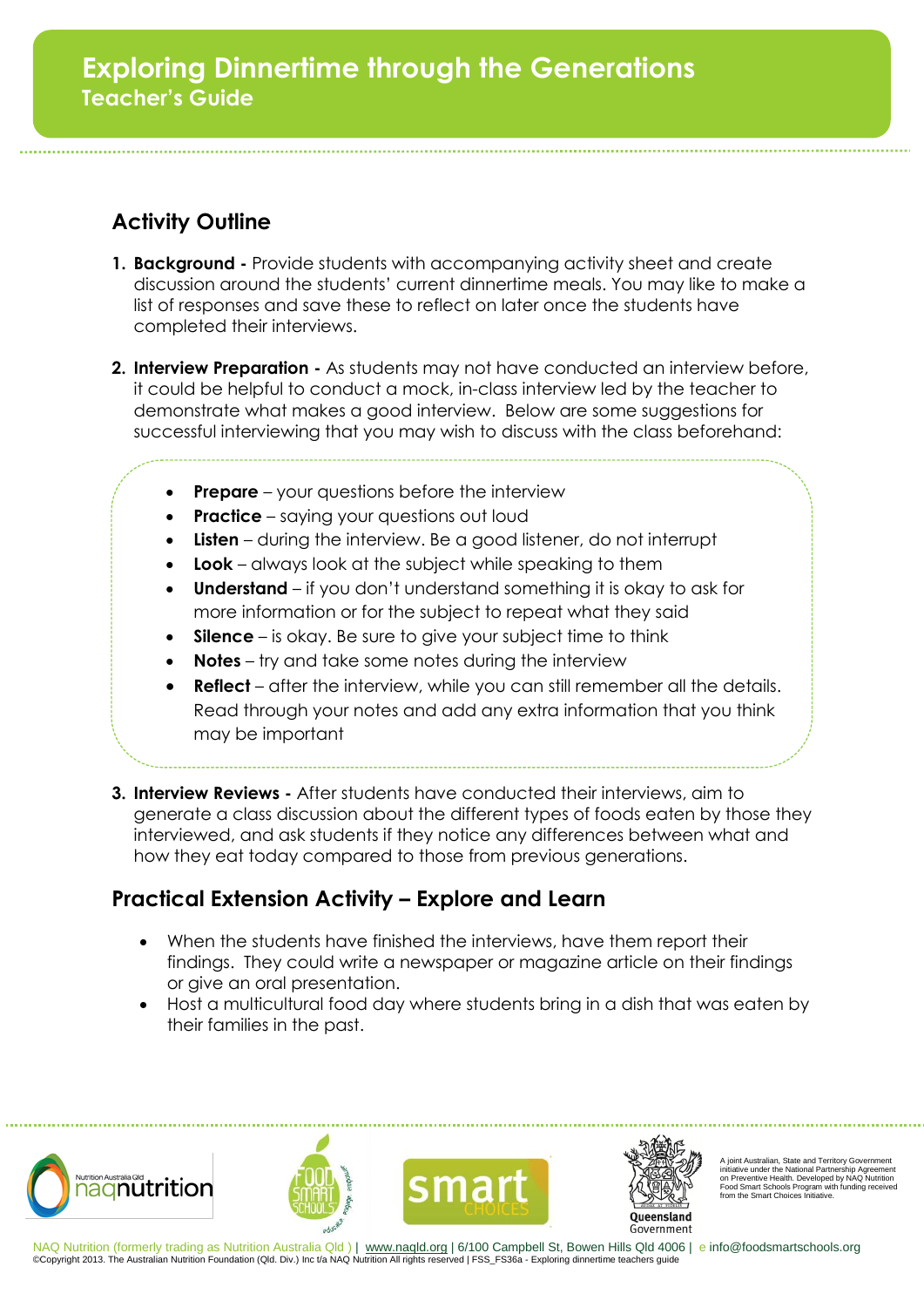# Exploring Dinnertime through the Generations

## Teacher's Guide

## Activity Outline

1. **Background -** Provide students with accompanying activity sheet and create discussion around the students' current dinnertime meals. You may like to make a list of responses and save these to reflect on later once the students have completed their interviews.

2. **Interview Preparation -** As students may not have conducted an interview before, it could be helpful to conduct a mock, in-class interview led by the teacher to demonstrate what makes a good interview. Below are some suggestions for successful interviewing that you may wish to discuss with the class beforehand:

   - **Prepare** – your questions before the interview
   - **Practice** – saying your questions out loud
   - **Listen** – during the interview. Be a good listener, do not interrupt
   - **Look** – always look at the subject while speaking to them
   - **Understand** – if you don't understand something it is okay to ask for more information or for the subject to repeat what they said
   - **Silence** – is okay. Be sure to give your subject time to think
   - **Notes** – try and take some notes during the interview
   - **Reflect** – after the interview, while you can still remember all the details. Read through your notes and add any extra information that you think may be important

3. **Interview Reviews -** After students have conducted their interviews, aim to generate a class discussion about the different types of foods eaten by those they interviewed, and ask students if they notice any differences between what and how they eat today compared to those from previous generations.

## Practical Extension Activity – Explore and Learn

- When the students have finished the interviews, have them report their findings. They could write a newspaper or magazine article on their findings or give an oral presentation.
- Host a multicultural food day where students bring in a dish that was eaten by their families in the past.

A joint Australian, State and Territory Government initiative under the National Partnership Agreement on Preventive Health. Developed by NAQ Nutrition Food Smart Schools Program with funding received from the Smart Choices Initiative.

NAQ Nutrition (formerly trading as Nutrition Australia Qld ) | www.naqld.org | 6/100 Campbell St, Bowen Hills Qld 4006 | e info@foodsmartschools.org
©Copyright 2013. The Australian Nutrition Foundation (Qld. Div.) Inc t/a NAQ Nutrition All rights reserved | FSS_FS36a - Exploring dinnertime teachers guide